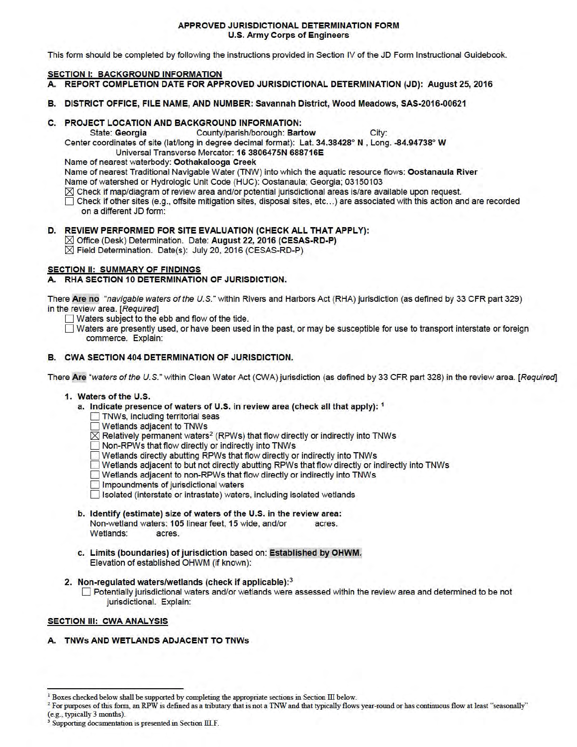# APPROVED JURISDICTIONAL DETERMINATION FORM
## U.S. Army Corps of Engineers

This form should be completed by following the instructions provided in Section IV of the JD Form Instructional Guidebook.

## SECTION I: BACKGROUND INFORMATION

**A. REPORT COMPLETION DATE FOR APPROVED JURISDICTIONAL DETERMINATION (JD): August 25, 2016**

**B. DISTRICT OFFICE, FILE NAME, AND NUMBER: Savannah District, Wood Meadows, SAS-2016-00621**

**C. PROJECT LOCATION AND BACKGROUND INFORMATION:**

State: **Georgia** County/parish/borough: **Bartow** City:

Center coordinates of site (lat/long in degree decimal format): Lat. **34.38428° N**, Long. **-84.94738° W**

Universal Transverse Mercator: **16 3806475N 688716E**

Name of nearest waterbody: **Oothakalooga Creek**

Name of nearest Traditional Navigable Water (TNW) into which the aquatic resource flows: **Oostanaula River**

Name of watershed or Hydrologic Unit Code (HUC): Oostanaula; Georgia; 03150103

☒ Check if map/diagram of review area and/or potential jurisdictional areas is/are available upon request.

☐ Check if other sites (e.g., offsite mitigation sites, disposal sites, etc…) are associated with this action and are recorded on a different JD form:

**D. REVIEW PERFORMED FOR SITE EVALUATION (CHECK ALL THAT APPLY):**

☒ Office (Desk) Determination. Date: **August 22, 2016 (CESAS-RD-P)**

☒ Field Determination. Date(s): July 20, 2016 (CESAS-RD-P)

## SECTION II: SUMMARY OF FINDINGS

**A. RHA SECTION 10 DETERMINATION OF JURISDICTION.**

There **Are no** *"navigable waters of the U.S."* within Rivers and Harbors Act (RHA) jurisdiction (as defined by 33 CFR part 329) in the review area. [*Required*]

☐ Waters subject to the ebb and flow of the tide.

☐ Waters are presently used, or have been used in the past, or may be susceptible for use to transport interstate or foreign commerce. Explain:

**B. CWA SECTION 404 DETERMINATION OF JURISDICTION.**

There **Are** *"waters of the U.S."* within Clean Water Act (CWA) jurisdiction (as defined by 33 CFR part 328) in the review area. [*Required*]

**1. Waters of the U.S.**

**a. Indicate presence of waters of U.S. in review area (check all that apply):** [1]

☐ TNWs, including territorial seas

☐ Wetlands adjacent to TNWs

☒ Relatively permanent waters[2] (RPWs) that flow directly or indirectly into TNWs

☐ Non-RPWs that flow directly or indirectly into TNWs

☐ Wetlands directly abutting RPWs that flow directly or indirectly into TNWs

☐ Wetlands adjacent to but not directly abutting RPWs that flow directly or indirectly into TNWs

☐ Wetlands adjacent to non-RPWs that flow directly or indirectly into TNWs

☐ Impoundments of jurisdictional waters

☐ Isolated (interstate or intrastate) waters, including isolated wetlands

**b. Identify (estimate) size of waters of the U.S. in the review area:**

Non-wetland waters: **105** linear feet, **15** wide, and/or acres.

Wetlands: acres.

**c. Limits (boundaries) of jurisdiction** based on: **Established by OHWM.**

Elevation of established OHWM (if known):

**2. Non-regulated waters/wetlands (check if applicable):**[3]

☐ Potentially jurisdictional waters and/or wetlands were assessed within the review area and determined to be not jurisdictional. Explain:

## SECTION III: CWA ANALYSIS

**A. TNWs AND WETLANDS ADJACENT TO TNWs**

---

[1] Boxes checked below shall be supported by completing the appropriate sections in Section III below.

[2] For purposes of this form, an RPW is defined as a tributary that is not a TNW and that typically flows year-round or has continuous flow at least "seasonally" (e.g., typically 3 months).

[3] Supporting documentation is presented in Section III.F.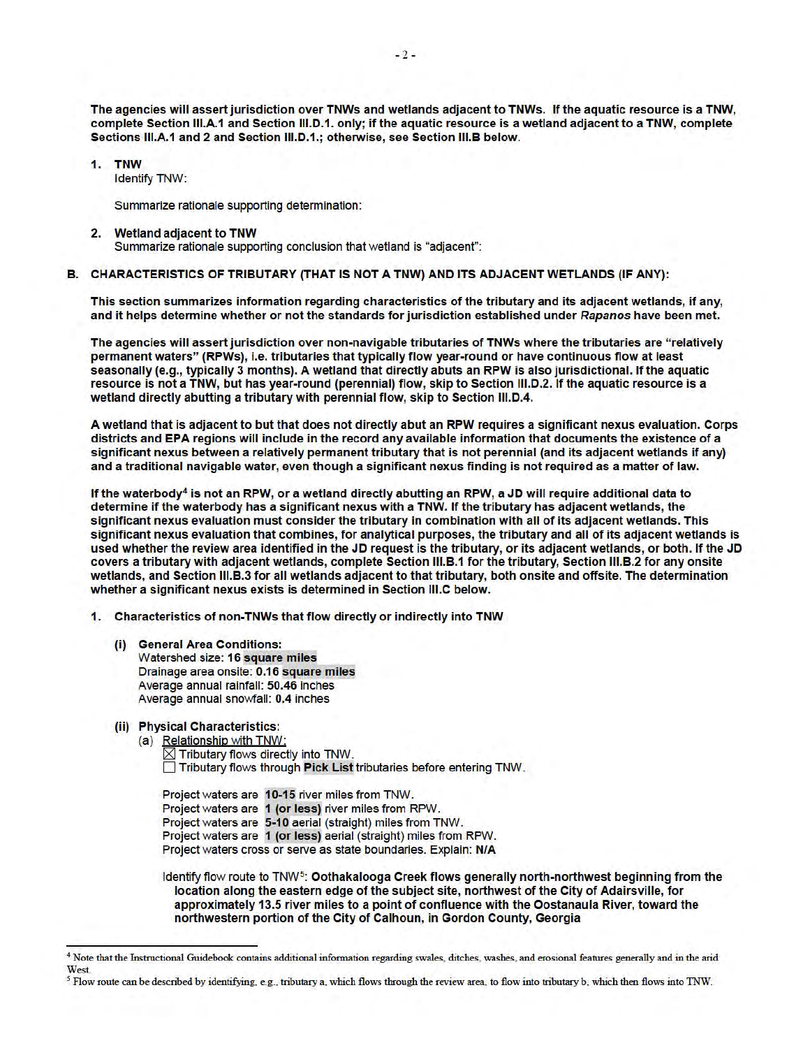**The agencies will assert jurisdiction over TNWs and wetlands adjacent to TNWs. If the aquatic resource is a TNW, complete Section III.A.1 and Section III.D.1. only; if the aquatic resource is a wetland adjacent to a TNW, complete Sections III.A.1 and 2 and Section III.D.1.; otherwise, see Section III.B below.**

1. **TNW**
   Identify TNW:

   Summarize rationale supporting determination:

2. **Wetland adjacent to TNW**
   Summarize rationale supporting conclusion that wetland is "adjacent":

**B. CHARACTERISTICS OF TRIBUTARY (THAT IS NOT A TNW) AND ITS ADJACENT WETLANDS (IF ANY):**

**This section summarizes information regarding characteristics of the tributary and its adjacent wetlands, if any, and it helps determine whether or not the standards for jurisdiction established under *Rapanos* have been met.**

**The agencies will assert jurisdiction over non-navigable tributaries of TNWs where the tributaries are "relatively permanent waters" (RPWs), i.e. tributaries that typically flow year-round or have continuous flow at least seasonally (e.g., typically 3 months). A wetland that directly abuts an RPW is also jurisdictional. If the aquatic resource is not a TNW, but has year-round (perennial) flow, skip to Section III.D.2. If the aquatic resource is a wetland directly abutting a tributary with perennial flow, skip to Section III.D.4.**

**A wetland that is adjacent to but that does not directly abut an RPW requires a significant nexus evaluation. Corps districts and EPA regions will include in the record any available information that documents the existence of a significant nexus between a relatively permanent tributary that is not perennial (and its adjacent wetlands if any) and a traditional navigable water, even though a significant nexus finding is not required as a matter of law.**

**If the waterbody[4] is not an RPW, or a wetland directly abutting an RPW, a JD will require additional data to determine if the waterbody has a significant nexus with a TNW. If the tributary has adjacent wetlands, the significant nexus evaluation must consider the tributary in combination with all of its adjacent wetlands. This significant nexus evaluation that combines, for analytical purposes, the tributary and all of its adjacent wetlands is used whether the review area identified in the JD request is the tributary, or its adjacent wetlands, or both. If the JD covers a tributary with adjacent wetlands, complete Section III.B.1 for the tributary, Section III.B.2 for any onsite wetlands, and Section III.B.3 for all wetlands adjacent to that tributary, both onsite and offsite. The determination whether a significant nexus exists is determined in Section III.C below.**

1. **Characteristics of non-TNWs that flow directly or indirectly into TNW**

   **(i) General Area Conditions:**
   Watershed size: **16 square miles**
   Drainage area onsite: **0.16 square miles**
   Average annual rainfall: **50.46** inches
   Average annual snowfall: **0.4** inches

   **(ii) Physical Characteristics:**
   (a) Relationship with TNW:
   ☒ Tributary flows directly into TNW.
   ☐ Tributary flows through **Pick List** tributaries before entering TNW.

   Project waters are **10-15** river miles from TNW.
   Project waters are **1 (or less)** river miles from RPW.
   Project waters are **5-10** aerial (straight) miles from TNW.
   Project waters are **1 (or less)** aerial (straight) miles from RPW.
   Project waters cross or serve as state boundaries. Explain: **N/A**

   Identify flow route to TNW[5]: **Oothakalooga Creek flows generally north-northwest beginning from the location along the eastern edge of the subject site, northwest of the City of Adairsville, for approximately 13.5 river miles to a point of confluence with the Oostanaula River, toward the northwestern portion of the City of Calhoun, in Gordon County, Georgia**

---

[4] Note that the Instructional Guidebook contains additional information regarding swales, ditches, washes, and erosional features generally and in the arid West.

[5] Flow route can be described by identifying, e.g., tributary a, which flows through the review area, to flow into tributary b, which then flows into TNW.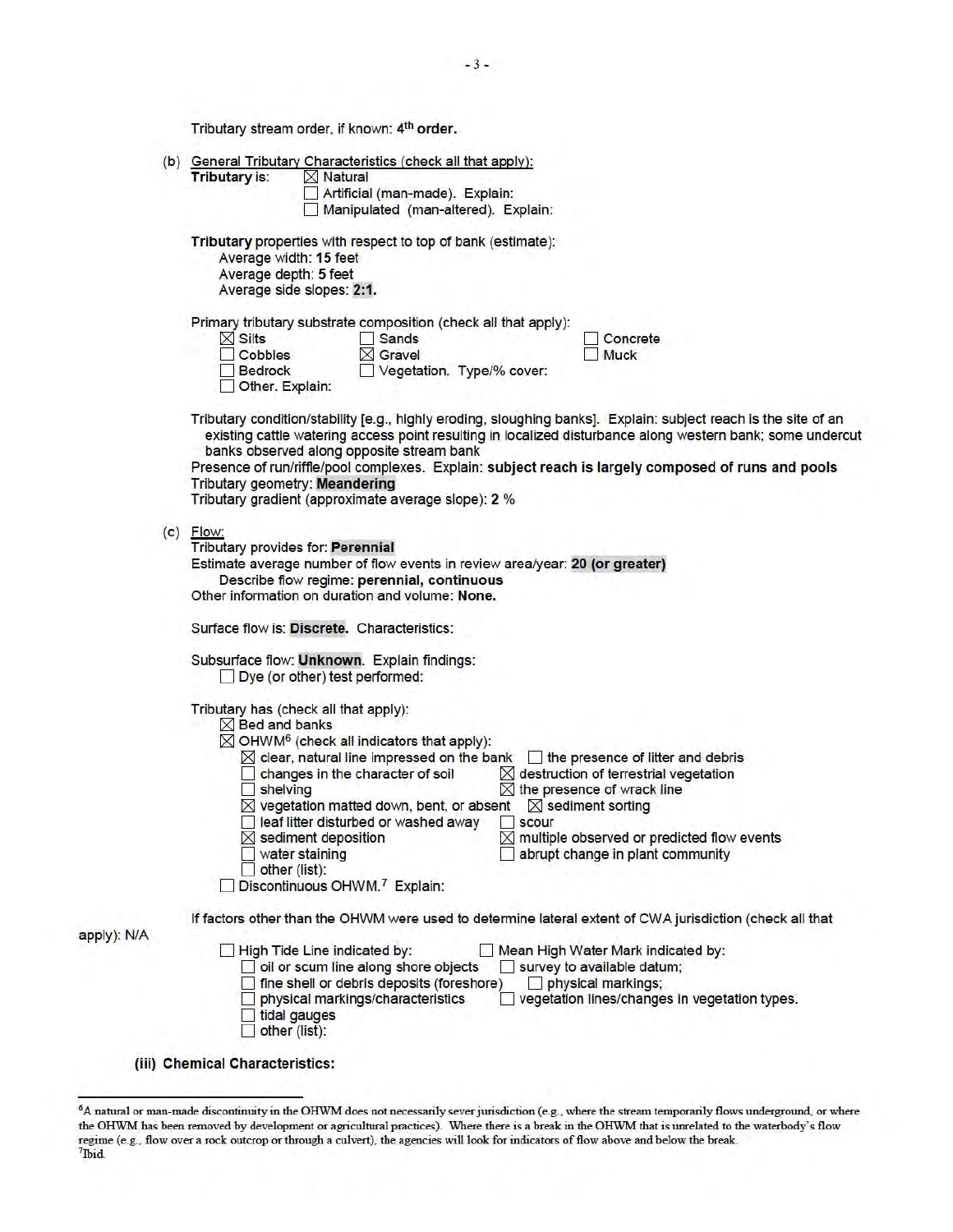Tributary stream order, if known: **4th order.**

(b) General Tributary Characteristics (check all that apply):

**Tributary** is: ☒ Natural
☐ Artificial (man-made). Explain:
☐ Manipulated (man-altered). Explain:

**Tributary** properties with respect to top of bank (estimate):
Average width: **15 feet**
Average depth: **5 feet**
Average side slopes: **2:1.**

Primary tributary substrate composition (check all that apply):

☒ Silts ☐ Sands ☐ Concrete
☐ Cobbles ☒ Gravel ☐ Muck
☐ Bedrock ☐ Vegetation. Type/% cover:
☐ Other. Explain:

Tributary condition/stability [e.g., highly eroding, sloughing banks]. Explain: subject reach is the site of an existing cattle watering access point resulting in localized disturbance along western bank; some undercut banks observed along opposite stream bank

Presence of run/riffle/pool complexes. Explain: **subject reach is largely composed of runs and pools**

Tributary geometry: **Meandering**

Tributary gradient (approximate average slope): **2 %**

(c) Flow:

Tributary provides for: **Perennial**

Estimate average number of flow events in review area/year: **20 (or greater)**

Describe flow regime: **perennial, continuous**

Other information on duration and volume: **None.**

Surface flow is: **Discrete.** Characteristics:

Subsurface flow: **Unknown.** Explain findings:

☐ Dye (or other) test performed:

Tributary has (check all that apply):

☒ Bed and banks

☒ OHWM[6] (check all indicators that apply):

☒ clear, natural line impressed on the bank ☐ the presence of litter and debris
☐ changes in the character of soil ☒ destruction of terrestrial vegetation
☐ shelving ☒ the presence of wrack line
☒ vegetation matted down, bent, or absent ☒ sediment sorting
☐ leaf litter disturbed or washed away ☐ scour
☒ sediment deposition ☒ multiple observed or predicted flow events
☐ water staining ☐ abrupt change in plant community
☐ other (list):

☐ Discontinuous OHWM.[7] Explain:

If factors other than the OHWM were used to determine lateral extent of CWA jurisdiction (check all that apply): N/A

☐ High Tide Line indicated by: ☐ Mean High Water Mark indicated by:
☐ oil or scum line along shore objects ☐ survey to available datum;
☐ fine shell or debris deposits (foreshore) ☐ physical markings;
☐ physical markings/characteristics ☐ vegetation lines/changes in vegetation types.
☐ tidal gauges
☐ other (list):

**(iii) Chemical Characteristics:**

---

[6] A natural or man-made discontinuity in the OHWM does not necessarily sever jurisdiction (e.g., where the stream temporarily flows underground, or where the OHWM has been removed by development or agricultural practices). Where there is a break in the OHWM that is unrelated to the waterbody's flow regime (e.g., flow over a rock outcrop or through a culvert), the agencies will look for indicators of flow above and below the break.

[7] Ibid.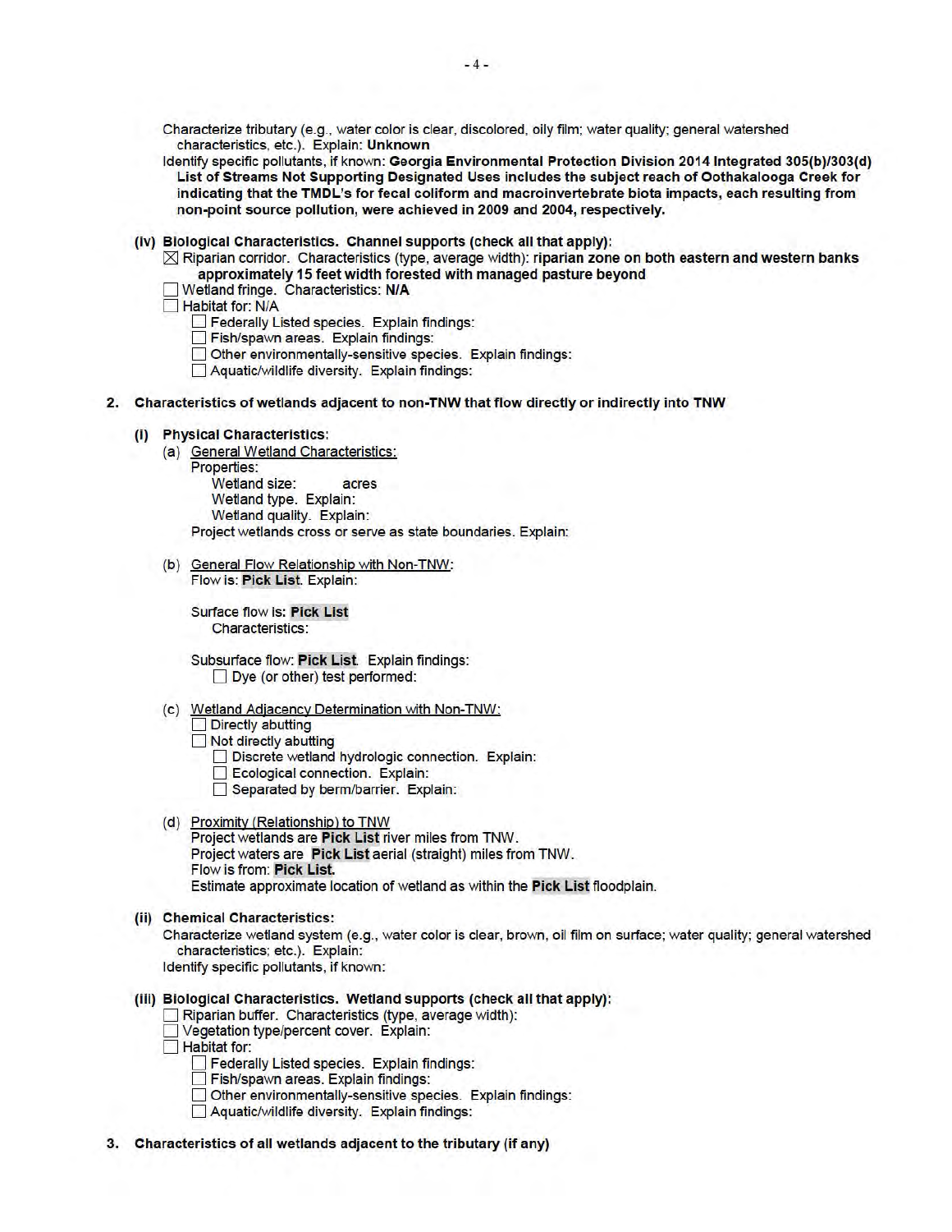Characterize tributary (e.g., water color is clear, discolored, oily film; water quality; general watershed characteristics, etc.). Explain: **Unknown**

Identify specific pollutants, if known: **Georgia Environmental Protection Division 2014 Integrated 305(b)/303(d) List of Streams Not Supporting Designated Uses includes the subject reach of Oothakalooga Creek for indicating that the TMDL's for fecal coliform and macroinvertebrate biota impacts, each resulting from non-point source pollution, were achieved in 2009 and 2004, respectively.**

**(iv) Biological Characteristics. Channel supports (check all that apply):**

- ☒ Riparian corridor. Characteristics (type, average width): **riparian zone on both eastern and western banks approximately 15 feet width forested with managed pasture beyond**
- ☐ Wetland fringe. Characteristics: **N/A**
- ☐ Habitat for: N/A
  - ☐ Federally Listed species. Explain findings:
  - ☐ Fish/spawn areas. Explain findings:
  - ☐ Other environmentally-sensitive species. Explain findings:
  - ☐ Aquatic/wildlife diversity. Explain findings:

**2. Characteristics of wetlands adjacent to non-TNW that flow directly or indirectly into TNW**

**(i) Physical Characteristics:**

(a) General Wetland Characteristics:

Properties:

Wetland size: acres

Wetland type. Explain:

Wetland quality. Explain:

Project wetlands cross or serve as state boundaries. Explain:

(b) General Flow Relationship with Non-TNW:

Flow is: **Pick List**. Explain:

Surface flow is: **Pick List**

Characteristics:

Subsurface flow: **Pick List**. Explain findings:

- ☐ Dye (or other) test performed:

(c) Wetland Adjacency Determination with Non-TNW:

- ☐ Directly abutting
- ☐ Not directly abutting
  - ☐ Discrete wetland hydrologic connection. Explain:
  - ☐ Ecological connection. Explain:
  - ☐ Separated by berm/barrier. Explain:

(d) Proximity (Relationship) to TNW

Project wetlands are **Pick List** river miles from TNW.

Project waters are **Pick List** aerial (straight) miles from TNW.

Flow is from: **Pick List.**

Estimate approximate location of wetland as within the **Pick List** floodplain.

**(ii) Chemical Characteristics:**

Characterize wetland system (e.g., water color is clear, brown, oil film on surface; water quality; general watershed characteristics; etc.). Explain:

Identify specific pollutants, if known:

**(iii) Biological Characteristics. Wetland supports (check all that apply):**

- ☐ Riparian buffer. Characteristics (type, average width):
- ☐ Vegetation type/percent cover. Explain:
- ☐ Habitat for:
  - ☐ Federally Listed species. Explain findings:
  - ☐ Fish/spawn areas. Explain findings:
  - ☐ Other environmentally-sensitive species. Explain findings:
  - ☐ Aquatic/wildlife diversity. Explain findings:

**3. Characteristics of all wetlands adjacent to the tributary (if any)**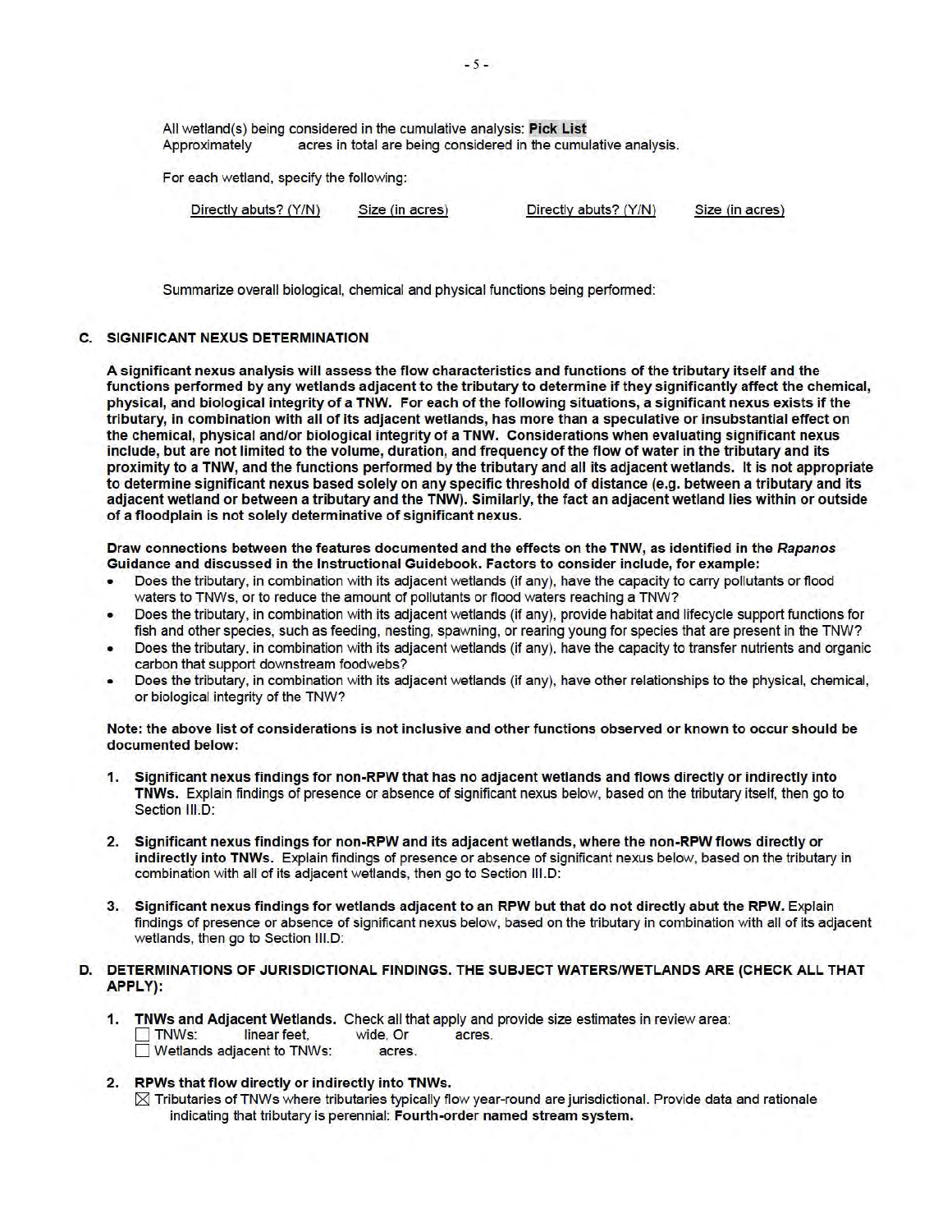All wetland(s) being considered in the cumulative analysis: **Pick List**
Approximately  acres in total are being considered in the cumulative analysis.

For each wetland, specify the following:

| Directly abuts? (Y/N) | Size (in acres) | Directly abuts? (Y/N) | Size (in acres) |
|---|---|---|---|
| | | | |

Summarize overall biological, chemical and physical functions being performed:

### C. SIGNIFICANT NEXUS DETERMINATION

**A significant nexus analysis will assess the flow characteristics and functions of the tributary itself and the functions performed by any wetlands adjacent to the tributary to determine if they significantly affect the chemical, physical, and biological integrity of a TNW. For each of the following situations, a significant nexus exists if the tributary, in combination with all of its adjacent wetlands, has more than a speculative or insubstantial effect on the chemical, physical and/or biological integrity of a TNW. Considerations when evaluating significant nexus include, but are not limited to the volume, duration, and frequency of the flow of water in the tributary and its proximity to a TNW, and the functions performed by the tributary and all its adjacent wetlands. It is not appropriate to determine significant nexus based solely on any specific threshold of distance (e.g. between a tributary and its adjacent wetland or between a tributary and the TNW). Similarly, the fact an adjacent wetland lies within or outside of a floodplain is not solely determinative of significant nexus.**

**Draw connections between the features documented and the effects on the TNW, as identified in the *Rapanos* Guidance and discussed in the Instructional Guidebook. Factors to consider include, for example:**

- Does the tributary, in combination with its adjacent wetlands (if any), have the capacity to carry pollutants or flood waters to TNWs, or to reduce the amount of pollutants or flood waters reaching a TNW?
- Does the tributary, in combination with its adjacent wetlands (if any), provide habitat and lifecycle support functions for fish and other species, such as feeding, nesting, spawning, or rearing young for species that are present in the TNW?
- Does the tributary, in combination with its adjacent wetlands (if any), have the capacity to transfer nutrients and organic carbon that support downstream foodwebs?
- Does the tributary, in combination with its adjacent wetlands (if any), have other relationships to the physical, chemical, or biological integrity of the TNW?

**Note: the above list of considerations is not inclusive and other functions observed or known to occur should be documented below:**

1. **Significant nexus findings for non-RPW that has no adjacent wetlands and flows directly or indirectly into TNWs.** Explain findings of presence or absence of significant nexus below, based on the tributary itself, then go to Section III.D:

2. **Significant nexus findings for non-RPW and its adjacent wetlands, where the non-RPW flows directly or indirectly into TNWs.** Explain findings of presence or absence of significant nexus below, based on the tributary in combination with all of its adjacent wetlands, then go to Section III.D:

3. **Significant nexus findings for wetlands adjacent to an RPW but that do not directly abut the RPW.** Explain findings of presence or absence of significant nexus below, based on the tributary in combination with all of its adjacent wetlands, then go to Section III.D:

### D. DETERMINATIONS OF JURISDICTIONAL FINDINGS. THE SUBJECT WATERS/WETLANDS ARE (CHECK ALL THAT APPLY):

1. **TNWs and Adjacent Wetlands.** Check all that apply and provide size estimates in review area:
   - ☐ TNWs:  linear feet,  wide, Or  acres.
   - ☐ Wetlands adjacent to TNWs:  acres.

2. **RPWs that flow directly or indirectly into TNWs.**
   - ☒ Tributaries of TNWs where tributaries typically flow year-round are jurisdictional. Provide data and rationale indicating that tributary is perennial: **Fourth-order named stream system.**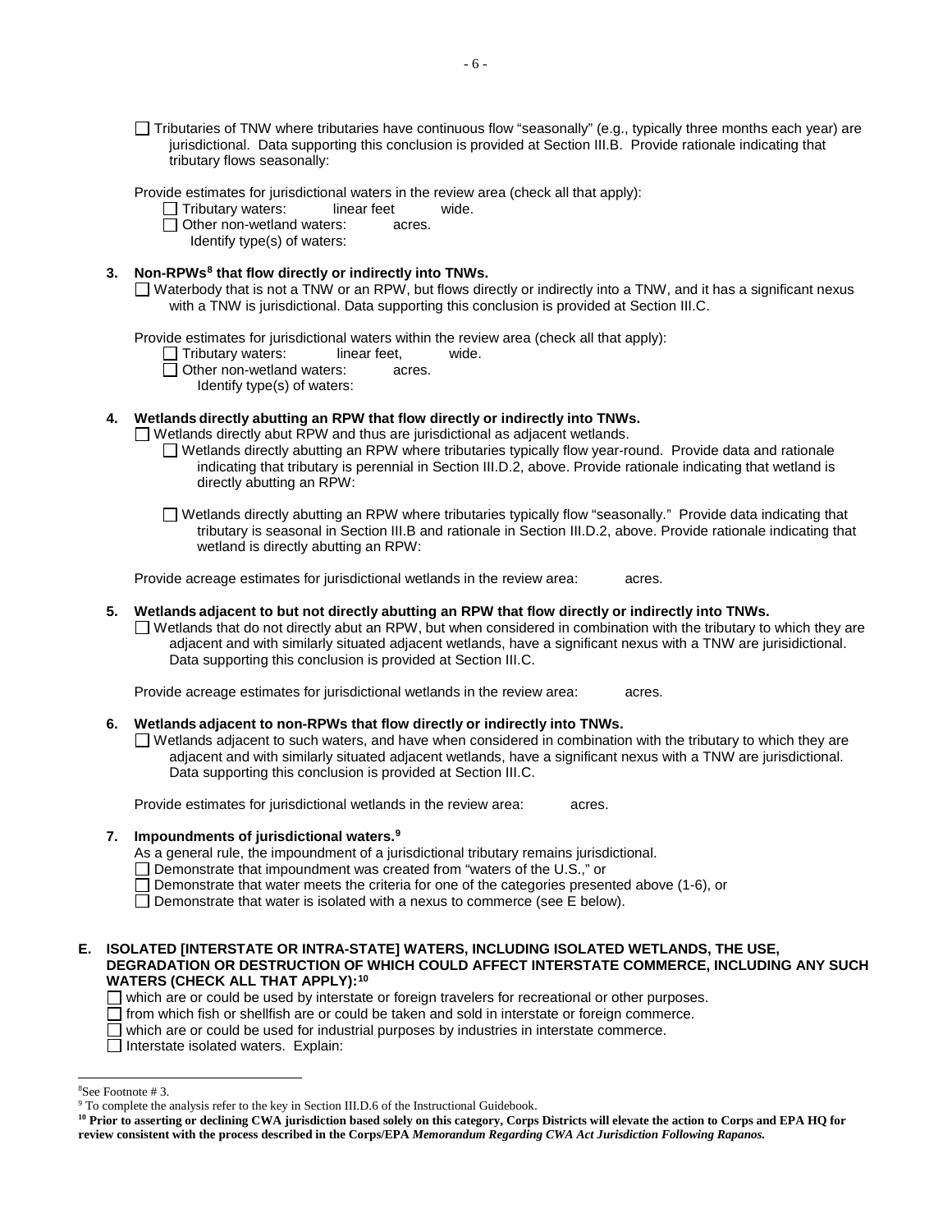☐ Tributaries of TNW where tributaries have continuous flow "seasonally" (e.g., typically three months each year) are jurisdictional. Data supporting this conclusion is provided at Section III.B. Provide rationale indicating that tributary flows seasonally:

Provide estimates for jurisdictional waters in the review area (check all that apply):

- ☐ Tributary waters: linear feet wide.
- ☐ Other non-wetland waters: acres.
  - Identify type(s) of waters:

**3. Non-RPWs[8] that flow directly or indirectly into TNWs.**

☐ Waterbody that is not a TNW or an RPW, but flows directly or indirectly into a TNW, and it has a significant nexus with a TNW is jurisdictional. Data supporting this conclusion is provided at Section III.C.

Provide estimates for jurisdictional waters within the review area (check all that apply):

- ☐ Tributary waters: linear feet, wide.
- ☐ Other non-wetland waters: acres.
  - Identify type(s) of waters:

**4. Wetlands directly abutting an RPW that flow directly or indirectly into TNWs.**

☐ Wetlands directly abut RPW and thus are jurisdictional as adjacent wetlands.

- ☐ Wetlands directly abutting an RPW where tributaries typically flow year-round. Provide data and rationale indicating that tributary is perennial in Section III.D.2, above. Provide rationale indicating that wetland is directly abutting an RPW:

- ☐ Wetlands directly abutting an RPW where tributaries typically flow "seasonally." Provide data indicating that tributary is seasonal in Section III.B and rationale in Section III.D.2, above. Provide rationale indicating that wetland is directly abutting an RPW:

Provide acreage estimates for jurisdictional wetlands in the review area: acres.

**5. Wetlands adjacent to but not directly abutting an RPW that flow directly or indirectly into TNWs.**

☐ Wetlands that do not directly abut an RPW, but when considered in combination with the tributary to which they are adjacent and with similarly situated adjacent wetlands, have a significant nexus with a TNW are jurisidictional. Data supporting this conclusion is provided at Section III.C.

Provide acreage estimates for jurisdictional wetlands in the review area: acres.

**6. Wetlands adjacent to non-RPWs that flow directly or indirectly into TNWs.**

☐ Wetlands adjacent to such waters, and have when considered in combination with the tributary to which they are adjacent and with similarly situated adjacent wetlands, have a significant nexus with a TNW are jurisdictional. Data supporting this conclusion is provided at Section III.C.

Provide estimates for jurisdictional wetlands in the review area: acres.

**7. Impoundments of jurisdictional waters.[9]**

As a general rule, the impoundment of a jurisdictional tributary remains jurisdictional.

- ☐ Demonstrate that impoundment was created from "waters of the U.S.," or
- ☐ Demonstrate that water meets the criteria for one of the categories presented above (1-6), or
- ☐ Demonstrate that water is isolated with a nexus to commerce (see E below).

**E. ISOLATED [INTERSTATE OR INTRA-STATE] WATERS, INCLUDING ISOLATED WETLANDS, THE USE, DEGRADATION OR DESTRUCTION OF WHICH COULD AFFECT INTERSTATE COMMERCE, INCLUDING ANY SUCH WATERS (CHECK ALL THAT APPLY):[10]**

- ☐ which are or could be used by interstate or foreign travelers for recreational or other purposes.
- ☐ from which fish or shellfish are or could be taken and sold in interstate or foreign commerce.
- ☐ which are or could be used for industrial purposes by industries in interstate commerce.
- ☐ Interstate isolated waters. Explain:

---

[8] See Footnote # 3.

[9] To complete the analysis refer to the key in Section III.D.6 of the Instructional Guidebook.

[10] **Prior to asserting or declining CWA jurisdiction based solely on this category, Corps Districts will elevate the action to Corps and EPA HQ for review consistent with the process described in the Corps/EPA *Memorandum Regarding CWA Act Jurisdiction Following Rapanos.***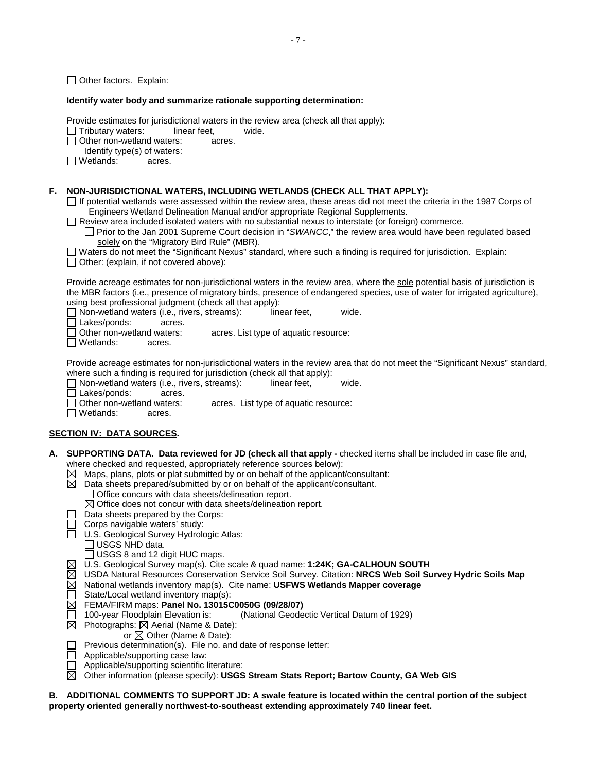☐ Other factors. Explain:

**Identify water body and summarize rationale supporting determination:**

Provide estimates for jurisdictional waters in the review area (check all that apply):

☐ Tributary waters: linear feet, wide.

☐ Other non-wetland waters: acres.

Identify type(s) of waters:

☐ Wetlands: acres.

## F. NON-JURISDICTIONAL WATERS, INCLUDING WETLANDS (CHECK ALL THAT APPLY):

☐ If potential wetlands were assessed within the review area, these areas did not meet the criteria in the 1987 Corps of Engineers Wetland Delineation Manual and/or appropriate Regional Supplements.

☐ Review area included isolated waters with no substantial nexus to interstate (or foreign) commerce.

☐ Prior to the Jan 2001 Supreme Court decision in "*SWANCC*," the review area would have been regulated based solely on the "Migratory Bird Rule" (MBR).

☐ Waters do not meet the "Significant Nexus" standard, where such a finding is required for jurisdiction. Explain:

☐ Other: (explain, if not covered above):

Provide acreage estimates for non-jurisdictional waters in the review area, where the sole potential basis of jurisdiction is the MBR factors (i.e., presence of migratory birds, presence of endangered species, use of water for irrigated agriculture), using best professional judgment (check all that apply):

☐ Non-wetland waters (i.e., rivers, streams): linear feet, wide.

☐ Lakes/ponds: acres.

☐ Other non-wetland waters: acres. List type of aquatic resource:

☐ Wetlands: acres.

Provide acreage estimates for non-jurisdictional waters in the review area that do not meet the "Significant Nexus" standard, where such a finding is required for jurisdiction (check all that apply):

☐ Non-wetland waters (i.e., rivers, streams): linear feet, wide.

☐ Lakes/ponds: acres.

☐ Other non-wetland waters: acres. List type of aquatic resource:

☐ Wetlands: acres.

## SECTION IV: DATA SOURCES.

**A. SUPPORTING DATA. Data reviewed for JD (check all that apply -** checked items shall be included in case file and, where checked and requested, appropriately reference sources below):

☒ Maps, plans, plots or plat submitted by or on behalf of the applicant/consultant:

☒ Data sheets prepared/submitted by or on behalf of the applicant/consultant.

☐ Office concurs with data sheets/delineation report.

☒ Office does not concur with data sheets/delineation report.

☐ Data sheets prepared by the Corps:

☐ Corps navigable waters' study:

☐ U.S. Geological Survey Hydrologic Atlas:

☐ USGS NHD data.

☐ USGS 8 and 12 digit HUC maps.

☒ U.S. Geological Survey map(s). Cite scale & quad name: **1:24K; GA-CALHOUN SOUTH**

☒ USDA Natural Resources Conservation Service Soil Survey. Citation: **NRCS Web Soil Survey Hydric Soils Map**

☒ National wetlands inventory map(s). Cite name: **USFWS Wetlands Mapper coverage**

☐ State/Local wetland inventory map(s):

☒ FEMA/FIRM maps: **Panel No. 13015C0050G (09/28/07)**

☐ 100-year Floodplain Elevation is: (National Geodectic Vertical Datum of 1929)

☒ Photographs: ☒ Aerial (Name & Date):

or ☒ Other (Name & Date):

☐ Previous determination(s). File no. and date of response letter:

☐ Applicable/supporting case law:

☐ Applicable/supporting scientific literature:

☒ Other information (please specify): **USGS Stream Stats Report; Bartow County, GA Web GIS**

**B. ADDITIONAL COMMENTS TO SUPPORT JD: A swale feature is located within the central portion of the subject property oriented generally northwest-to-southeast extending approximately 740 linear feet.**